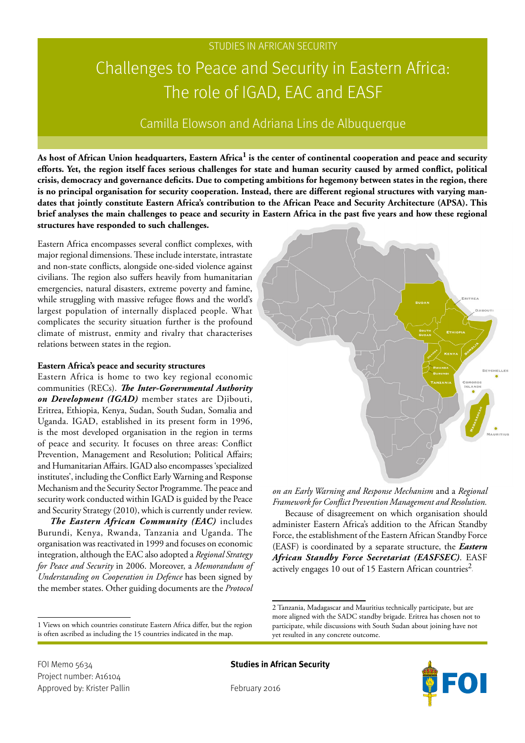STUDIES IN AFRICAN SECURITY

# Challenges to Peace and Security in Eastern Africa: The role of IGAD, EAC and EASF

Camilla Elowson and Adriana Lins de Albuquerque

**As host of African Union headquarters, Eastern Africa[1] is the center of continental cooperation and peace and security efforts. Yet, the region itself faces serious challenges for state and human security caused by armed conflict, political crisis, democracy and governance deficits. Due to competing ambitions for hegemony between states in the region, there is no principal organisation for security cooperation. Instead, there are different regional structures with varying mandates that jointly constitute Eastern Africa's contribution to the African Peace and Security Architecture (APSA). This brief analyses the main challenges to peace and security in Eastern Africa in the past five years and how these regional structures have responded to such challenges.**

Eastern Africa encompasses several conflict complexes, with major regional dimensions. These include interstate, intrastate and non-state conflicts, alongside one-sided violence against civilians. The region also suffers heavily from humanitarian emergencies, natural disasters, extreme poverty and famine, while struggling with massive refugee flows and the world's largest population of internally displaced people. What complicates the security situation further is the profound climate of mistrust, enmity and rivalry that characterises relations between states in the region.

### Eastern Africa's peace and security structures

Eastern Africa is home to two key regional economic communities (RECs). ***The Inter-Governmental Authority on Development (IGAD)*** member states are Djibouti, Eritrea, Ethiopia, Kenya, Sudan, South Sudan, Somalia and Uganda. IGAD, established in its present form in 1996, is the most developed organisation in the region in terms of peace and security. It focuses on three areas: Conflict Prevention, Management and Resolution; Political Affairs; and Humanitarian Affairs. IGAD also encompasses 'specialized institutes', including the Conflict Early Warning and Response Mechanism and the Security Sector Programme. The peace and security work conducted within IGAD is guided by the Peace and Security Strategy (2010), which is currently under review.

***The Eastern African Community (EAC)*** includes Burundi, Kenya, Rwanda, Tanzania and Uganda. The organisation was reactivated in 1999 and focuses on economic integration, although the EAC also adopted a *Regional Strategy for Peace and Security* in 2006. Moreover, a *Memorandum of Understanding on Cooperation in Defence* has been signed by the member states. Other guiding documents are the *Protocol on an Early Warning and Response Mechanism* and a *Regional Framework for Conflict Prevention Management and Resolution.*

Because of disagreement on which organisation should administer Eastern Africa's addition to the African Standby Force, the establishment of the Eastern African Standby Force (EASF) is coordinated by a separate structure, the ***Eastern African Standby Force Secretariat (EASFSEC)***. EASF actively engages 10 out of 15 Eastern African countries[2].

---

1 Views on which countries constitute Eastern Africa differ, but the region is often ascribed as including the 15 countries indicated in the map.

2 Tanzania, Madagascar and Mauritius technically participate, but are more aligned with the SADC standby brigade. Eritrea has chosen not to participate, while discussions with South Sudan about joining have not yet resulted in any concrete outcome.

FOI Memo 5634
Project number: A16104
Approved by: Krister Pallin

**Studies in African Security**

February 2016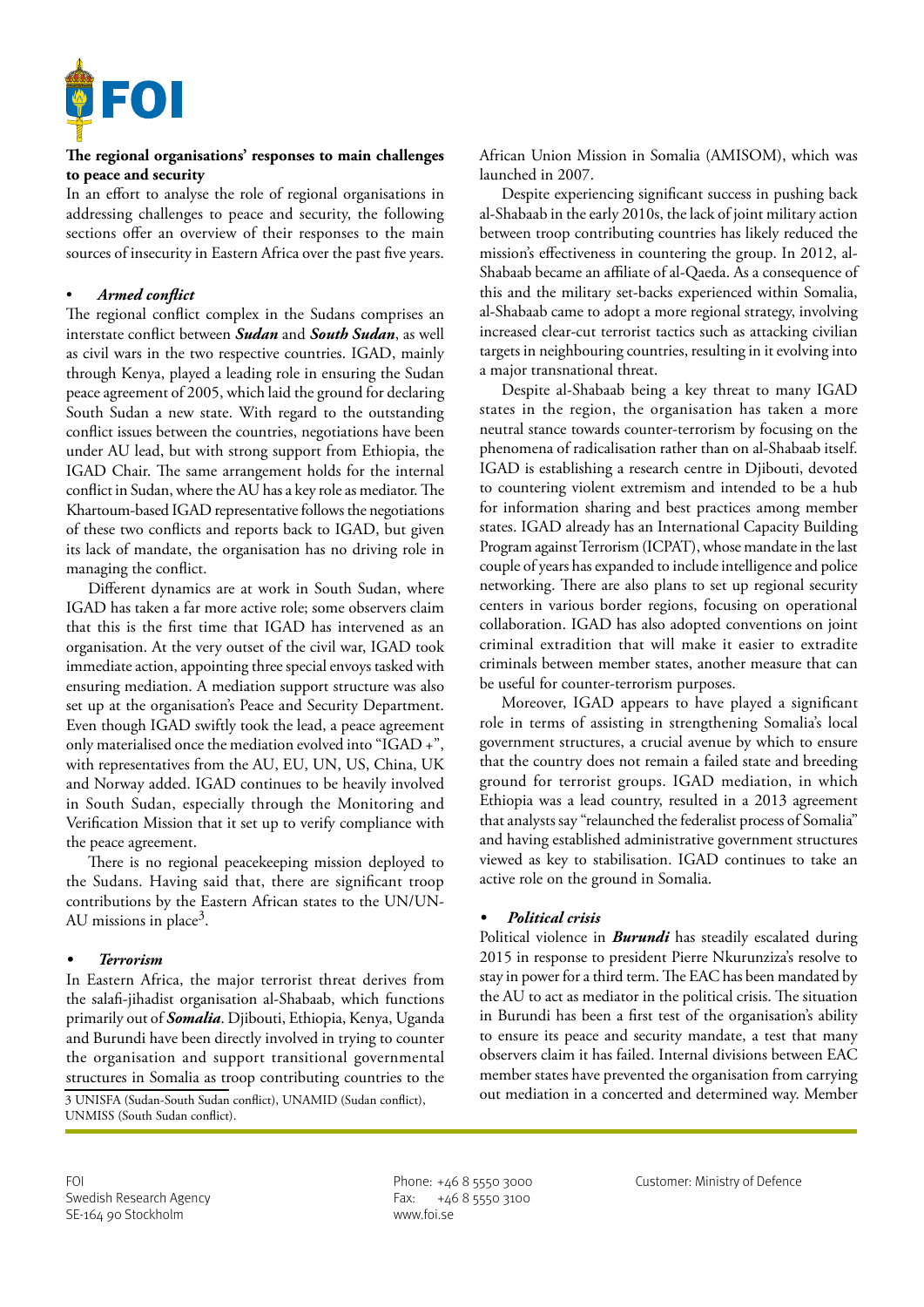## The regional organisations' responses to main challenges to peace and security

In an effort to analyse the role of regional organisations in addressing challenges to peace and security, the following sections offer an overview of their responses to the main sources of insecurity in Eastern Africa over the past five years.

### • *Armed conflict*

The regional conflict complex in the Sudans comprises an interstate conflict between ***Sudan*** and ***South Sudan***, as well as civil wars in the two respective countries. IGAD, mainly through Kenya, played a leading role in ensuring the Sudan peace agreement of 2005, which laid the ground for declaring South Sudan a new state. With regard to the outstanding conflict issues between the countries, negotiations have been under AU lead, but with strong support from Ethiopia, the IGAD Chair. The same arrangement holds for the internal conflict in Sudan, where the AU has a key role as mediator. The Khartoum-based IGAD representative follows the negotiations of these two conflicts and reports back to IGAD, but given its lack of mandate, the organisation has no driving role in managing the conflict.

Different dynamics are at work in South Sudan, where IGAD has taken a far more active role; some observers claim that this is the first time that IGAD has intervened as an organisation. At the very outset of the civil war, IGAD took immediate action, appointing three special envoys tasked with ensuring mediation. A mediation support structure was also set up at the organisation's Peace and Security Department. Even though IGAD swiftly took the lead, a peace agreement only materialised once the mediation evolved into "IGAD +", with representatives from the AU, EU, UN, US, China, UK and Norway added. IGAD continues to be heavily involved in South Sudan, especially through the Monitoring and Verification Mission that it set up to verify compliance with the peace agreement.

There is no regional peacekeeping mission deployed to the Sudans. Having said that, there are significant troop contributions by the Eastern African states to the UN/UN-AU missions in place[3].

### • *Terrorism*

In Eastern Africa, the major terrorist threat derives from the salafi-jihadist organisation al-Shabaab, which functions primarily out of ***Somalia***. Djibouti, Ethiopia, Kenya, Uganda and Burundi have been directly involved in trying to counter the organisation and support transitional governmental structures in Somalia as troop contributing countries to the African Union Mission in Somalia (AMISOM), which was launched in 2007.

Despite experiencing significant success in pushing back al-Shabaab in the early 2010s, the lack of joint military action between troop contributing countries has likely reduced the mission's effectiveness in countering the group. In 2012, al-Shabaab became an affiliate of al-Qaeda. As a consequence of this and the military set-backs experienced within Somalia, al-Shabaab came to adopt a more regional strategy, involving increased clear-cut terrorist tactics such as attacking civilian targets in neighbouring countries, resulting in it evolving into a major transnational threat.

Despite al-Shabaab being a key threat to many IGAD states in the region, the organisation has taken a more neutral stance towards counter-terrorism by focusing on the phenomena of radicalisation rather than on al-Shabaab itself. IGAD is establishing a research centre in Djibouti, devoted to countering violent extremism and intended to be a hub for information sharing and best practices among member states. IGAD already has an International Capacity Building Program against Terrorism (ICPAT), whose mandate in the last couple of years has expanded to include intelligence and police networking. There are also plans to set up regional security centers in various border regions, focusing on operational collaboration. IGAD has also adopted conventions on joint criminal extradition that will make it easier to extradite criminals between member states, another measure that can be useful for counter-terrorism purposes.

Moreover, IGAD appears to have played a significant role in terms of assisting in strengthening Somalia's local government structures, a crucial avenue by which to ensure that the country does not remain a failed state and breeding ground for terrorist groups. IGAD mediation, in which Ethiopia was a lead country, resulted in a 2013 agreement that analysts say "relaunched the federalist process of Somalia" and having established administrative government structures viewed as key to stabilisation. IGAD continues to take an active role on the ground in Somalia.

### • *Political crisis*

Political violence in ***Burundi*** has steadily escalated during 2015 in response to president Pierre Nkurunziza's resolve to stay in power for a third term. The EAC has been mandated by the AU to act as mediator in the political crisis. The situation in Burundi has been a first test of the organisation's ability to ensure its peace and security mandate, a test that many observers claim it has failed. Internal divisions between EAC member states have prevented the organisation from carrying out mediation in a concerted and determined way. Member

3 UNISFA (Sudan-South Sudan conflict), UNAMID (Sudan conflict), UNMISS (South Sudan conflict).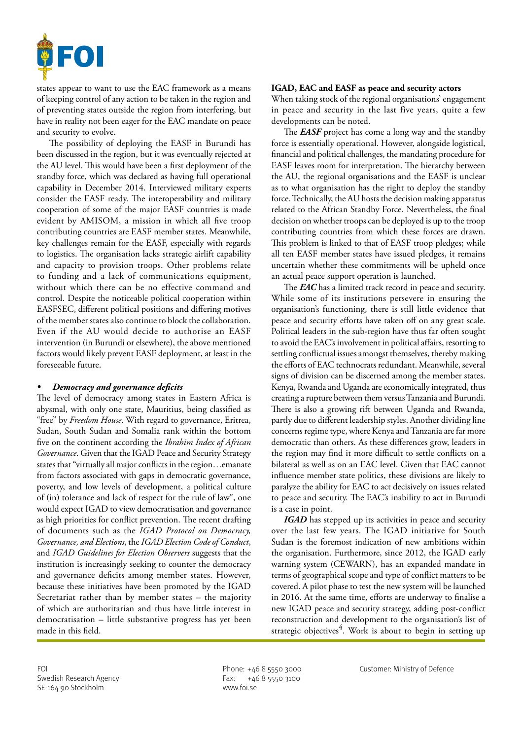states appear to want to use the EAC framework as a means of keeping control of any action to be taken in the region and of preventing states outside the region from interfering, but have in reality not been eager for the EAC mandate on peace and security to evolve.

The possibility of deploying the EASF in Burundi has been discussed in the region, but it was eventually rejected at the AU level. This would have been a first deployment of the standby force, which was declared as having full operational capability in December 2014. Interviewed military experts consider the EASF ready. The interoperability and military cooperation of some of the major EASF countries is made evident by AMISOM, a mission in which all five troop contributing countries are EASF member states. Meanwhile, key challenges remain for the EASF, especially with regards to logistics. The organisation lacks strategic airlift capability and capacity to provision troops. Other problems relate to funding and a lack of communications equipment, without which there can be no effective command and control. Despite the noticeable political cooperation within EASFSEC, different political positions and differing motives of the member states also continue to block the collaboration. Even if the AU would decide to authorise an EASF intervention (in Burundi or elsewhere), the above mentioned factors would likely prevent EASF deployment, at least in the foreseeable future.

- ***Democracy and governance deficits***

The level of democracy among states in Eastern Africa is abysmal, with only one state, Mauritius, being classified as "free" by *Freedom House*. With regard to governance, Eritrea, Sudan, South Sudan and Somalia rank within the bottom five on the continent according the *Ibrahim Index of African Governance*. Given that the IGAD Peace and Security Strategy states that "virtually all major conflicts in the region…emanate from factors associated with gaps in democratic governance, poverty, and low levels of development, a political culture of (in) tolerance and lack of respect for the rule of law", one would expect IGAD to view democratisation and governance as high priorities for conflict prevention. The recent drafting of documents such as the *IGAD Protocol on Democracy, Governance, and Elections*, the *IGAD Election Code of Conduct*, and *IGAD Guidelines for Election Observers* suggests that the institution is increasingly seeking to counter the democracy and governance deficits among member states. However, because these initiatives have been promoted by the IGAD Secretariat rather than by member states – the majority of which are authoritarian and thus have little interest in democratisation – little substantive progress has yet been made in this field.

**IGAD, EAC and EASF as peace and security actors**

When taking stock of the regional organisations' engagement in peace and security in the last five years, quite a few developments can be noted.

The ***EASF*** project has come a long way and the standby force is essentially operational. However, alongside logistical, financial and political challenges, the mandating procedure for EASF leaves room for interpretation. The hierarchy between the AU, the regional organisations and the EASF is unclear as to what organisation has the right to deploy the standby force. Technically, the AU hosts the decision making apparatus related to the African Standby Force. Nevertheless, the final decision on whether troops can be deployed is up to the troop contributing countries from which these forces are drawn. This problem is linked to that of EASF troop pledges; while all ten EASF member states have issued pledges, it remains uncertain whether these commitments will be upheld once an actual peace support operation is launched.

The ***EAC*** has a limited track record in peace and security. While some of its institutions persevere in ensuring the organisation's functioning, there is still little evidence that peace and security efforts have taken off on any great scale. Political leaders in the sub-region have thus far often sought to avoid the EAC's involvement in political affairs, resorting to settling conflictual issues amongst themselves, thereby making the efforts of EAC technocrats redundant. Meanwhile, several signs of division can be discerned among the member states. Kenya, Rwanda and Uganda are economically integrated, thus creating a rupture between them versus Tanzania and Burundi. There is also a growing rift between Uganda and Rwanda, partly due to different leadership styles. Another dividing line concerns regime type, where Kenya and Tanzania are far more democratic than others. As these differences grow, leaders in the region may find it more difficult to settle conflicts on a bilateral as well as on an EAC level. Given that EAC cannot influence member state politics, these divisions are likely to paralyze the ability for EAC to act decisively on issues related to peace and security. The EAC's inability to act in Burundi is a case in point.

***IGAD*** has stepped up its activities in peace and security over the last few years. The IGAD initiative for South Sudan is the foremost indication of new ambitions within the organisation. Furthermore, since 2012, the IGAD early warning system (CEWARN), has an expanded mandate in terms of geographical scope and type of conflict matters to be covered. A pilot phase to test the new system will be launched in 2016. At the same time, efforts are underway to finalise a new IGAD peace and security strategy, adding post-conflict reconstruction and development to the organisation's list of strategic objectives[4]. Work is about to begin in setting up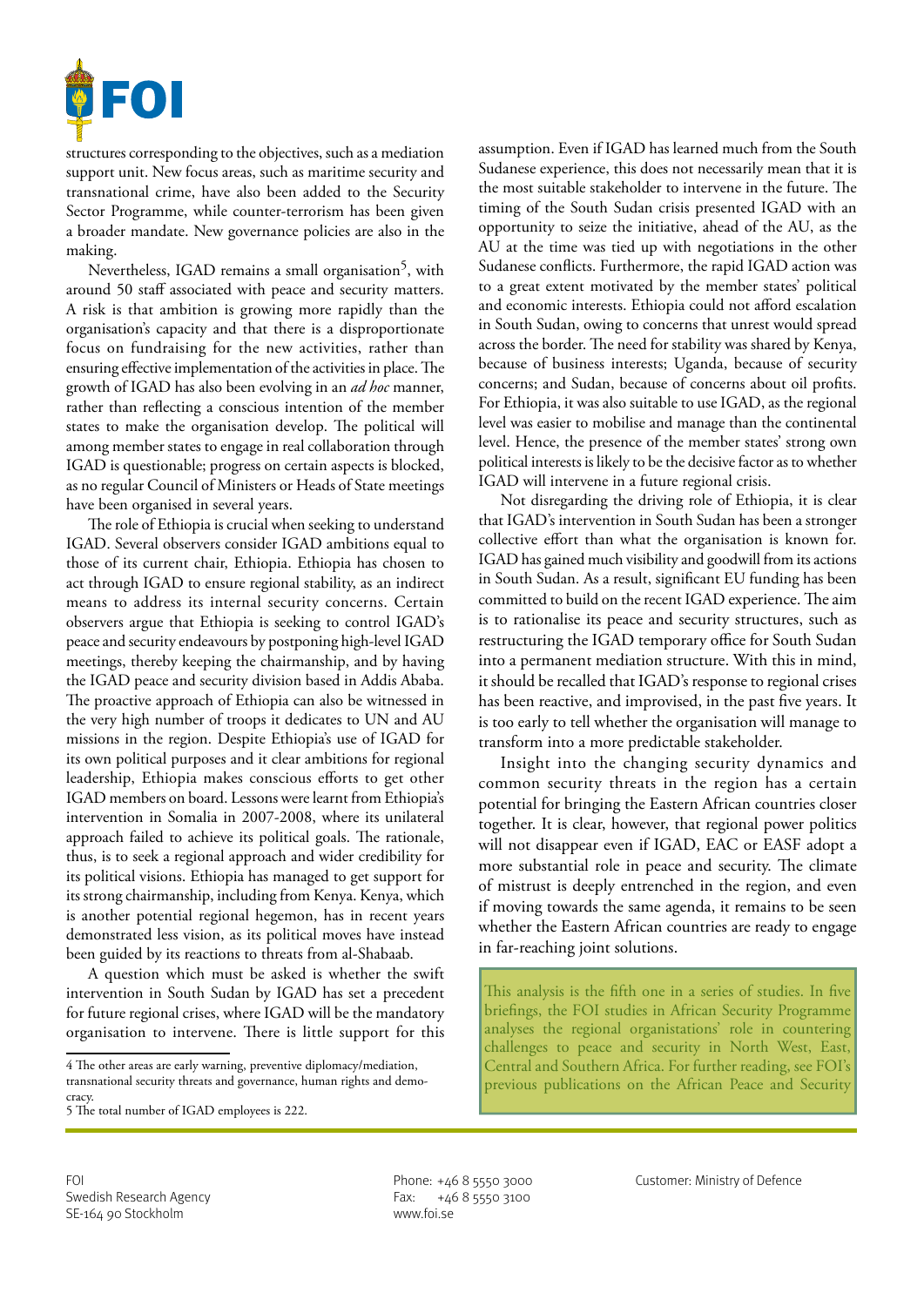structures corresponding to the objectives, such as a mediation support unit. New focus areas, such as maritime security and transnational crime, have also been added to the Security Sector Programme, while counter-terrorism has been given a broader mandate. New governance policies are also in the making.

Nevertheless, IGAD remains a small organisation[5], with around 50 staff associated with peace and security matters. A risk is that ambition is growing more rapidly than the organisation's capacity and that there is a disproportionate focus on fundraising for the new activities, rather than ensuring effective implementation of the activities in place. The growth of IGAD has also been evolving in an *ad hoc* manner, rather than reflecting a conscious intention of the member states to make the organisation develop. The political will among member states to engage in real collaboration through IGAD is questionable; progress on certain aspects is blocked, as no regular Council of Ministers or Heads of State meetings have been organised in several years.

The role of Ethiopia is crucial when seeking to understand IGAD. Several observers consider IGAD ambitions equal to those of its current chair, Ethiopia. Ethiopia has chosen to act through IGAD to ensure regional stability, as an indirect means to address its internal security concerns. Certain observers argue that Ethiopia is seeking to control IGAD's peace and security endeavours by postponing high-level IGAD meetings, thereby keeping the chairmanship, and by having the IGAD peace and security division based in Addis Ababa. The proactive approach of Ethiopia can also be witnessed in the very high number of troops it dedicates to UN and AU missions in the region. Despite Ethiopia's use of IGAD for its own political purposes and it clear ambitions for regional leadership, Ethiopia makes conscious efforts to get other IGAD members on board. Lessons were learnt from Ethiopia's intervention in Somalia in 2007-2008, where its unilateral approach failed to achieve its political goals. The rationale, thus, is to seek a regional approach and wider credibility for its political visions. Ethiopia has managed to get support for its strong chairmanship, including from Kenya. Kenya, which is another potential regional hegemon, has in recent years demonstrated less vision, as its political moves have instead been guided by its reactions to threats from al-Shabaab.

A question which must be asked is whether the swift intervention in South Sudan by IGAD has set a precedent for future regional crises, where IGAD will be the mandatory organisation to intervene. There is little support for this assumption. Even if IGAD has learned much from the South Sudanese experience, this does not necessarily mean that it is the most suitable stakeholder to intervene in the future. The timing of the South Sudan crisis presented IGAD with an opportunity to seize the initiative, ahead of the AU, as the AU at the time was tied up with negotiations in the other Sudanese conflicts. Furthermore, the rapid IGAD action was to a great extent motivated by the member states' political and economic interests. Ethiopia could not afford escalation in South Sudan, owing to concerns that unrest would spread across the border. The need for stability was shared by Kenya, because of business interests; Uganda, because of security concerns; and Sudan, because of concerns about oil profits. For Ethiopia, it was also suitable to use IGAD, as the regional level was easier to mobilise and manage than the continental level. Hence, the presence of the member states' strong own political interests is likely to be the decisive factor as to whether IGAD will intervene in a future regional crisis.

Not disregarding the driving role of Ethiopia, it is clear that IGAD's intervention in South Sudan has been a stronger collective effort than what the organisation is known for. IGAD has gained much visibility and goodwill from its actions in South Sudan. As a result, significant EU funding has been committed to build on the recent IGAD experience. The aim is to rationalise its peace and security structures, such as restructuring the IGAD temporary office for South Sudan into a permanent mediation structure. With this in mind, it should be recalled that IGAD's response to regional crises has been reactive, and improvised, in the past five years. It is too early to tell whether the organisation will manage to transform into a more predictable stakeholder.

Insight into the changing security dynamics and common security threats in the region has a certain potential for bringing the Eastern African countries closer together. It is clear, however, that regional power politics will not disappear even if IGAD, EAC or EASF adopt a more substantial role in peace and security. The climate of mistrust is deeply entrenched in the region, and even if moving towards the same agenda, it remains to be seen whether the Eastern African countries are ready to engage in far-reaching joint solutions.

This analysis is the fifth one in a series of studies. In five briefings, the FOI studies in African Security Programme analyses the regional organisations' role in countering challenges to peace and security in North West, East, Central and Southern Africa. For further reading, see FOI's previous publications on the African Peace and Security

4 The other areas are early warning, preventive diplomacy/mediation, transnational security threats and governance, human rights and democracy.

5 The total number of IGAD employees is 222.

FOI
Swedish Research Agency
SE-164 90 Stockholm

Phone: +46 8 5550 3000
Fax: +46 8 5550 3100
www.foi.se

Customer: Ministry of Defence